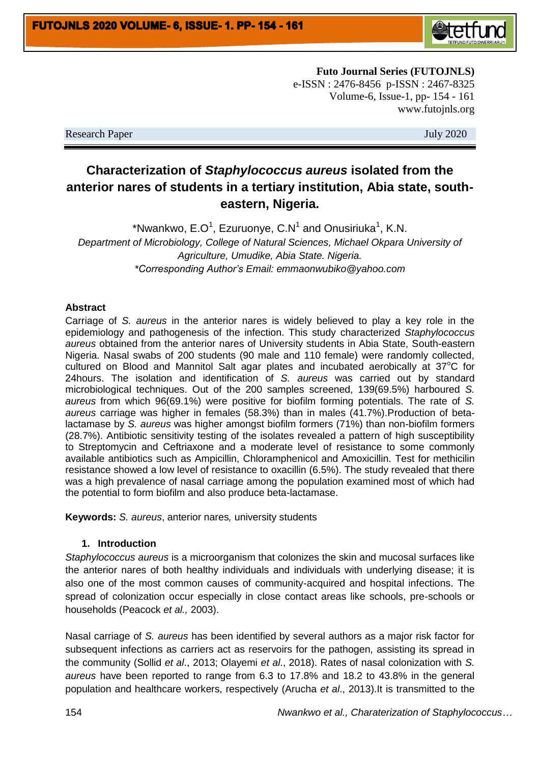**Futo Journal Series (FUTOJNLS)**
e-ISSN : 2476-8456 p-ISSN : 2467-8325
Volume-6, Issue-1, pp- 154 - 161
www.futojnls.org

Research Paper July 2020

# Characterization of *Staphylococcus aureus* isolated from the anterior nares of students in a tertiary institution, Abia state, south-eastern, Nigeria.

*Nwankwo, E.O[1], Ezuruonye, C.N[1] and Onusiriuka[1], K.N.

*Department of Microbiology, College of Natural Sciences, Michael Okpara University of Agriculture, Umudike, Abia State. Nigeria.*

*\*Corresponding Author's Email: emmaonwubiko@yahoo.com*

## Abstract

Carriage of *S. aureus* in the anterior nares is widely believed to play a key role in the epidemiology and pathogenesis of the infection. This study characterized *Staphylococcus aureus* obtained from the anterior nares of University students in Abia State, South-eastern Nigeria. Nasal swabs of 200 students (90 male and 110 female) were randomly collected, cultured on Blood and Mannitol Salt agar plates and incubated aerobically at 37$^{o}$C for 24hours. The isolation and identification of *S. aureus* was carried out by standard microbiological techniques. Out of the 200 samples screened, 139(69.5%) harboured *S. aureus* from which 96(69.1%) were positive for biofilm forming potentials. The rate of *S. aureus* carriage was higher in females (58.3%) than in males (41.7%).Production of beta-lactamase by *S. aureus* was higher amongst biofilm formers (71%) than non-biofilm formers (28.7%). Antibiotic sensitivity testing of the isolates revealed a pattern of high susceptibility to Streptomycin and Ceftriaxone and a moderate level of resistance to some commonly available antibiotics such as Ampicillin, Chloramphenicol and Amoxicillin. Test for methicilin resistance showed a low level of resistance to oxacillin (6.5%). The study revealed that there was a high prevalence of nasal carriage among the population examined most of which had the potential to form biofilm and also produce beta-lactamase.

**Keywords:** *S. aureus*, anterior nares*,* university students

## 1. Introduction

*Staphylococcus aureus* is a microorganism that colonizes the skin and mucosal surfaces like the anterior nares of both healthy individuals and individuals with underlying disease; it is also one of the most common causes of community-acquired and hospital infections. The spread of colonization occur especially in close contact areas like schools, pre-schools or households (Peacock *et al.,* 2003).

Nasal carriage of *S. aureus* has been identified by several authors as a major risk factor for subsequent infections as carriers act as reservoirs for the pathogen, assisting its spread in the community (Sollid *et al*., 2013; Olayemi *et al*., 2018). Rates of nasal colonization with *S. aureus* have been reported to range from 6.3 to 17.8% and 18.2 to 43.8% in the general population and healthcare workers, respectively (Arucha *et al*., 2013).It is transmitted to the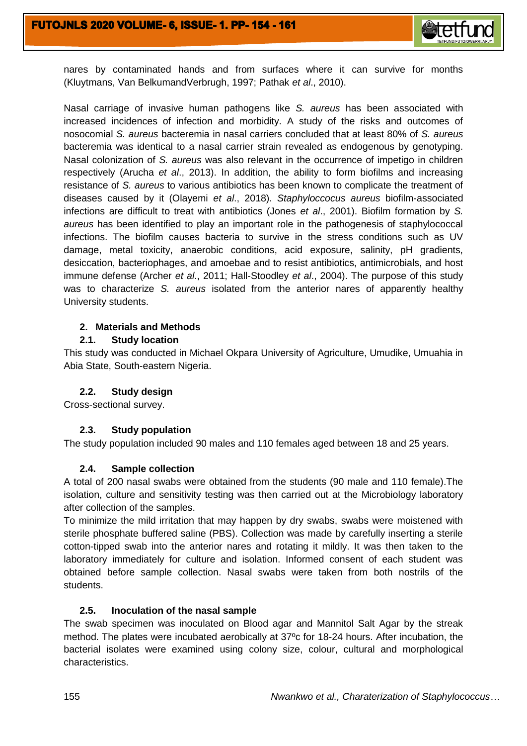nares by contaminated hands and from surfaces where it can survive for months (Kluytmans, Van BelkumandVerbrugh, 1997; Pathak *et al*., 2010).

Nasal carriage of invasive human pathogens like *S. aureus* has been associated with increased incidences of infection and morbidity. A study of the risks and outcomes of nosocomial *S. aureus* bacteremia in nasal carriers concluded that at least 80% of *S. aureus* bacteremia was identical to a nasal carrier strain revealed as endogenous by genotyping. Nasal colonization of *S. aureus* was also relevant in the occurrence of impetigo in children respectively (Arucha *et al*., 2013). In addition, the ability to form biofilms and increasing resistance of *S. aureus* to various antibiotics has been known to complicate the treatment of diseases caused by it (Olayemi *et al*., 2018). *Staphyloccocus aureus* biofilm-associated infections are difficult to treat with antibiotics (Jones *et al*., 2001). Biofilm formation by *S. aureus* has been identified to play an important role in the pathogenesis of staphylococcal infections. The biofilm causes bacteria to survive in the stress conditions such as UV damage, metal toxicity, anaerobic conditions, acid exposure, salinity, pH gradients, desiccation, bacteriophages, and amoebae and to resist antibiotics, antimicrobials, and host immune defense (Archer *et al*., 2011; Hall-Stoodley *et al*., 2004). The purpose of this study was to characterize *S. aureus* isolated from the anterior nares of apparently healthy University students.

## 2. Materials and Methods

### 2.1. Study location

This study was conducted in Michael Okpara University of Agriculture, Umudike, Umuahia in Abia State, South-eastern Nigeria.

### 2.2. Study design

Cross-sectional survey.

### 2.3. Study population

The study population included 90 males and 110 females aged between 18 and 25 years.

### 2.4. Sample collection

A total of 200 nasal swabs were obtained from the students (90 male and 110 female).The isolation, culture and sensitivity testing was then carried out at the Microbiology laboratory after collection of the samples.

To minimize the mild irritation that may happen by dry swabs, swabs were moistened with sterile phosphate buffered saline (PBS). Collection was made by carefully inserting a sterile cotton-tipped swab into the anterior nares and rotating it mildly. It was then taken to the laboratory immediately for culture and isolation. Informed consent of each student was obtained before sample collection. Nasal swabs were taken from both nostrils of the students.

### 2.5. Inoculation of the nasal sample

The swab specimen was inoculated on Blood agar and Mannitol Salt Agar by the streak method. The plates were incubated aerobically at 37ºc for 18-24 hours. After incubation, the bacterial isolates were examined using colony size, colour, cultural and morphological characteristics.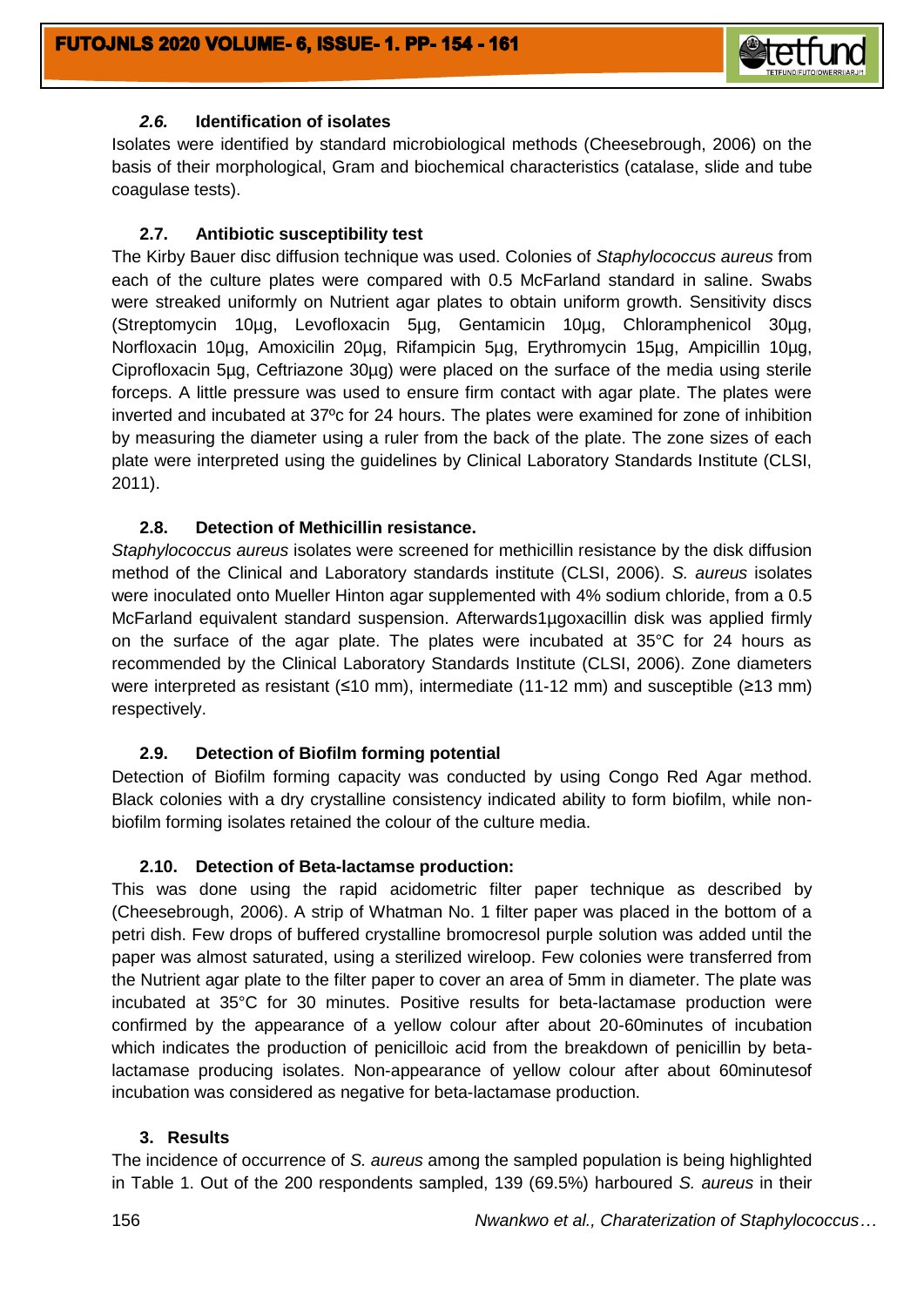### *2.6.* Identification of isolates

Isolates were identified by standard microbiological methods (Cheesebrough, 2006) on the basis of their morphological, Gram and biochemical characteristics (catalase, slide and tube coagulase tests).

### 2.7. Antibiotic susceptibility test

The Kirby Bauer disc diffusion technique was used. Colonies of *Staphylococcus aureus* from each of the culture plates were compared with 0.5 McFarland standard in saline. Swabs were streaked uniformly on Nutrient agar plates to obtain uniform growth. Sensitivity discs (Streptomycin 10µg, Levofloxacin 5µg, Gentamicin 10µg, Chloramphenicol 30µg, Norfloxacin 10µg, Amoxicilin 20µg, Rifampicin 5µg, Erythromycin 15µg, Ampicillin 10µg, Ciprofloxacin 5µg, Ceftriazone 30µg) were placed on the surface of the media using sterile forceps. A little pressure was used to ensure firm contact with agar plate. The plates were inverted and incubated at 37ºc for 24 hours. The plates were examined for zone of inhibition by measuring the diameter using a ruler from the back of the plate. The zone sizes of each plate were interpreted using the guidelines by Clinical Laboratory Standards Institute (CLSI, 2011).

### 2.8. Detection of Methicillin resistance.

*Staphylococcus aureus* isolates were screened for methicillin resistance by the disk diffusion method of the Clinical and Laboratory standards institute (CLSI, 2006). *S. aureus* isolates were inoculated onto Mueller Hinton agar supplemented with 4% sodium chloride, from a 0.5 McFarland equivalent standard suspension. Afterwards1µgoxacillin disk was applied firmly on the surface of the agar plate. The plates were incubated at 35°C for 24 hours as recommended by the Clinical Laboratory Standards Institute (CLSI, 2006). Zone diameters were interpreted as resistant (≤10 mm), intermediate (11-12 mm) and susceptible (≥13 mm) respectively.

### 2.9. Detection of Biofilm forming potential

Detection of Biofilm forming capacity was conducted by using Congo Red Agar method. Black colonies with a dry crystalline consistency indicated ability to form biofilm, while non-biofilm forming isolates retained the colour of the culture media.

### 2.10. Detection of Beta-lactamse production:

This was done using the rapid acidometric filter paper technique as described by (Cheesebrough, 2006). A strip of Whatman No. 1 filter paper was placed in the bottom of a petri dish. Few drops of buffered crystalline bromocresol purple solution was added until the paper was almost saturated, using a sterilized wireloop. Few colonies were transferred from the Nutrient agar plate to the filter paper to cover an area of 5mm in diameter. The plate was incubated at 35°C for 30 minutes. Positive results for beta-lactamase production were confirmed by the appearance of a yellow colour after about 20-60minutes of incubation which indicates the production of penicilloic acid from the breakdown of penicillin by beta-lactamase producing isolates. Non-appearance of yellow colour after about 60minutesof incubation was considered as negative for beta-lactamase production.

## 3. Results

The incidence of occurrence of *S. aureus* among the sampled population is being highlighted in Table 1. Out of the 200 respondents sampled, 139 (69.5%) harboured *S. aureus* in their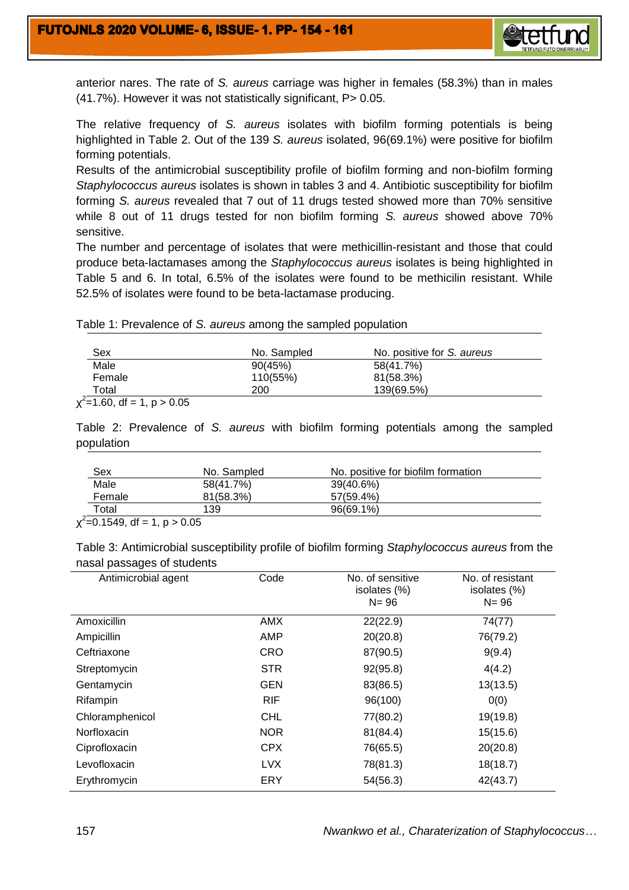anterior nares. The rate of *S. aureus* carriage was higher in females (58.3%) than in males (41.7%). However it was not statistically significant, P> 0.05.

The relative frequency of *S. aureus* isolates with biofilm forming potentials is being highlighted in Table 2. Out of the 139 *S. aureus* isolated, 96(69.1%) were positive for biofilm forming potentials.

Results of the antimicrobial susceptibility profile of biofilm forming and non-biofilm forming *Staphylococcus aureus* isolates is shown in tables 3 and 4. Antibiotic susceptibility for biofilm forming *S. aureus* revealed that 7 out of 11 drugs tested showed more than 70% sensitive while 8 out of 11 drugs tested for non biofilm forming *S. aureus* showed above 70% sensitive.

The number and percentage of isolates that were methicillin-resistant and those that could produce beta-lactamases among the *Staphylococcus aureus* isolates is being highlighted in Table 5 and 6. In total, 6.5% of the isolates were found to be methicilin resistant. While 52.5% of isolates were found to be beta-lactamase producing.

Table 1: Prevalence of *S. aureus* among the sampled population

| Sex | No. Sampled | No. positive for *S. aureus* |
|---|---|---|
| Male | 90(45%) | 58(41.7%) |
| Female | 110(55%) | 81(58.3%) |
| Total | 200 | 139(69.5%) |

$\chi^2$=1.60, df = 1, p > 0.05

Table 2: Prevalence of *S. aureus* with biofilm forming potentials among the sampled population

| Sex | No. Sampled | No. positive for biofilm formation |
|---|---|---|
| Male | 58(41.7%) | 39(40.6%) |
| Female | 81(58.3%) | 57(59.4%) |
| Total | 139 | 96(69.1%) |

$\chi^2$=0.1549, df = 1, p > 0.05

Table 3: Antimicrobial susceptibility profile of biofilm forming *Staphylococcus aureus* from the nasal passages of students

| Antimicrobial agent | Code | No. of sensitive isolates (%) N= 96 | No. of resistant isolates (%) N= 96 |
|---|---|---|---|
| Amoxicillin | AMX | 22(22.9) | 74(77) |
| Ampicillin | AMP | 20(20.8) | 76(79.2) |
| Ceftriaxone | CRO | 87(90.5) | 9(9.4) |
| Streptomycin | STR | 92(95.8) | 4(4.2) |
| Gentamycin | GEN | 83(86.5) | 13(13.5) |
| Rifampin | RIF | 96(100) | 0(0) |
| Chloramphenicol | CHL | 77(80.2) | 19(19.8) |
| Norfloxacin | NOR | 81(84.4) | 15(15.6) |
| Ciprofloxacin | CPX | 76(65.5) | 20(20.8) |
| Levofloxacin | LVX | 78(81.3) | 18(18.7) |
| Erythromycin | ERY | 54(56.3) | 42(43.7) |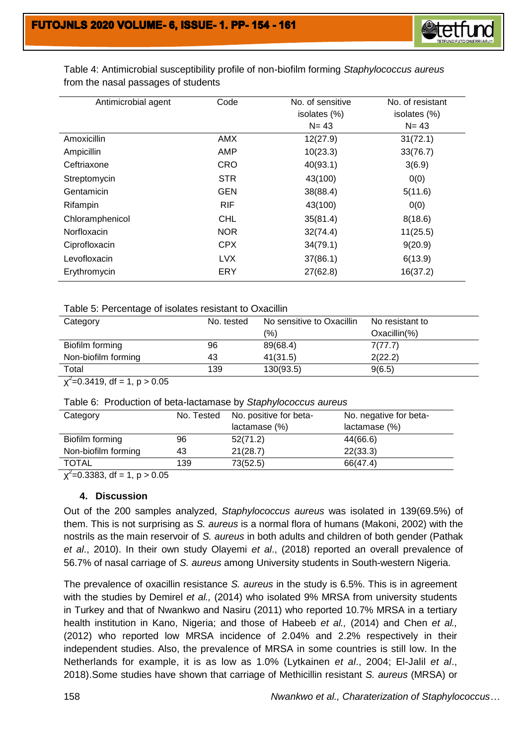Table 4: Antimicrobial susceptibility profile of non-biofilm forming *Staphylococcus aureus* from the nasal passages of students

| Antimicrobial agent | Code | No. of sensitive isolates (%) N= 43 | No. of resistant isolates (%) N= 43 |
|---|---|---|---|
| Amoxicillin | AMX | 12(27.9) | 31(72.1) |
| Ampicillin | AMP | 10(23.3) | 33(76.7) |
| Ceftriaxone | CRO | 40(93.1) | 3(6.9) |
| Streptomycin | STR | 43(100) | 0(0) |
| Gentamicin | GEN | 38(88.4) | 5(11.6) |
| Rifampin | RIF | 43(100) | 0(0) |
| Chloramphenicol | CHL | 35(81.4) | 8(18.6) |
| Norfloxacin | NOR | 32(74.4) | 11(25.5) |
| Ciprofloxacin | CPX | 34(79.1) | 9(20.9) |
| Levofloxacin | LVX | 37(86.1) | 6(13.9) |
| Erythromycin | ERY | 27(62.8) | 16(37.2) |

Table 5: Percentage of isolates resistant to Oxacillin

| Category | No. tested | No sensitive to Oxacillin (%) | No resistant to Oxacillin(%) |
|---|---|---|---|
| Biofilm forming | 96 | 89(68.4) | 7(77.7) |
| Non-biofilm forming | 43 | 41(31.5) | 2(22.2) |
| Total | 139 | 130(93.5) | 9(6.5) |

$\chi^2$=0.3419, df = 1, $p > 0.05$

Table 6: Production of beta-lactamase by *Staphylococcus aureus*

| Category | No. Tested | No. positive for beta-lactamase (%) | No. negative for beta-lactamase (%) |
|---|---|---|---|
| Biofilm forming | 96 | 52(71.2) | 44(66.6) |
| Non-biofilm forming | 43 | 21(28.7) | 22(33.3) |
| TOTAL | 139 | 73(52.5) | 66(47.4) |

$\chi^2$=0.3383, df = 1, $p > 0.05$

## 4. Discussion

Out of the 200 samples analyzed, *Staphylococcus aureus* was isolated in 139(69.5%) of them. This is not surprising as *S. aureus* is a normal flora of humans (Makoni, 2002) with the nostrils as the main reservoir of *S. aureus* in both adults and children of both gender (Pathak *et al*., 2010). In their own study Olayemi *et al*., (2018) reported an overall prevalence of 56.7% of nasal carriage of *S. aureus* among University students in South-western Nigeria.

The prevalence of oxacillin resistance *S. aureus* in the study is 6.5%. This is in agreement with the studies by Demirel *et al.,* (2014) who isolated 9% MRSA from university students in Turkey and that of Nwankwo and Nasiru (2011) who reported 10.7% MRSA in a tertiary health institution in Kano, Nigeria; and those of Habeeb *et al.,* (2014) and Chen *et al.,* (2012) who reported low MRSA incidence of 2.04% and 2.2% respectively in their independent studies. Also, the prevalence of MRSA in some countries is still low. In the Netherlands for example, it is as low as 1.0% (Lytkainen *et al*., 2004; El-Jalil *et al*., 2018).Some studies have shown that carriage of Methicillin resistant *S. aureus* (MRSA) or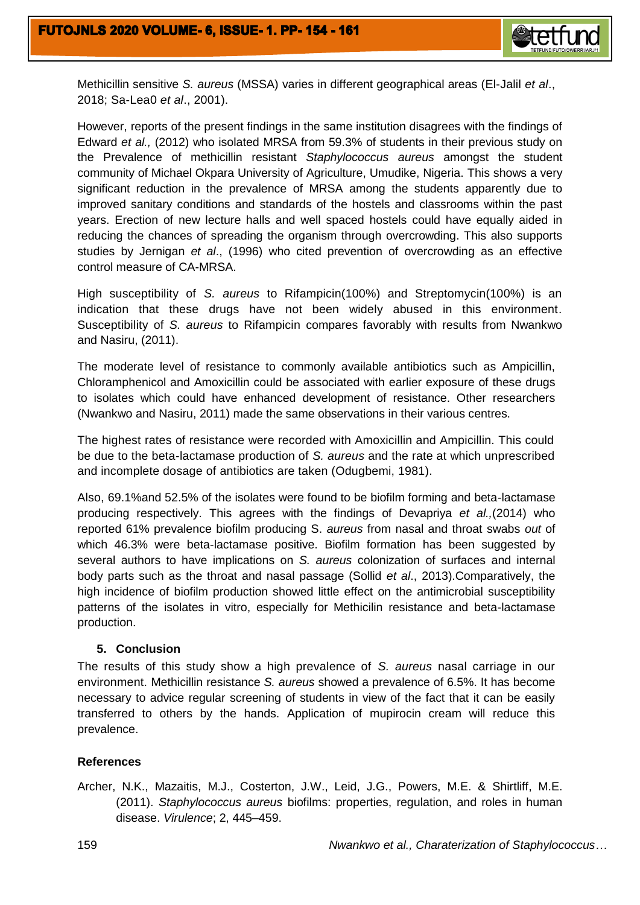Methicillin sensitive *S. aureus* (MSSA) varies in different geographical areas (El-Jalil *et al*., 2018; Sa-Lea0 *et al*., 2001).

However, reports of the present findings in the same institution disagrees with the findings of Edward *et al.,* (2012) who isolated MRSA from 59.3% of students in their previous study on the Prevalence of methicillin resistant *Staphylococcus aureus* amongst the student community of Michael Okpara University of Agriculture, Umudike, Nigeria. This shows a very significant reduction in the prevalence of MRSA among the students apparently due to improved sanitary conditions and standards of the hostels and classrooms within the past years. Erection of new lecture halls and well spaced hostels could have equally aided in reducing the chances of spreading the organism through overcrowding. This also supports studies by Jernigan *et al*., (1996) who cited prevention of overcrowding as an effective control measure of CA-MRSA.

High susceptibility of *S. aureus* to Rifampicin(100%) and Streptomycin(100%) is an indication that these drugs have not been widely abused in this environment. Susceptibility of *S. aureus* to Rifampicin compares favorably with results from Nwankwo and Nasiru, (2011).

The moderate level of resistance to commonly available antibiotics such as Ampicillin, Chloramphenicol and Amoxicillin could be associated with earlier exposure of these drugs to isolates which could have enhanced development of resistance. Other researchers (Nwankwo and Nasiru, 2011) made the same observations in their various centres.

The highest rates of resistance were recorded with Amoxicillin and Ampicillin. This could be due to the beta-lactamase production of *S. aureus* and the rate at which unprescribed and incomplete dosage of antibiotics are taken (Odugbemi, 1981).

Also, 69.1%and 52.5% of the isolates were found to be biofilm forming and beta-lactamase producing respectively. This agrees with the findings of Devapriya *et al.,*(2014) who reported 61% prevalence biofilm producing S. *aureus* from nasal and throat swabs *out* of which 46.3% were beta-lactamase positive. Biofilm formation has been suggested by several authors to have implications on *S. aureus* colonization of surfaces and internal body parts such as the throat and nasal passage (Sollid *et al*., 2013).Comparatively, the high incidence of biofilm production showed little effect on the antimicrobial susceptibility patterns of the isolates in vitro, especially for Methicilin resistance and beta-lactamase production.

## 5. Conclusion

The results of this study show a high prevalence of *S. aureus* nasal carriage in our environment. Methicillin resistance *S. aureus* showed a prevalence of 6.5%. It has become necessary to advice regular screening of students in view of the fact that it can be easily transferred to others by the hands. Application of mupirocin cream will reduce this prevalence.

## References

Archer, N.K., Mazaitis, M.J., Costerton, J.W., Leid, J.G., Powers, M.E. & Shirtliff, M.E. (2011). *Staphylococcus aureus* biofilms: properties, regulation, and roles in human disease. *Virulence*; 2, 445–459.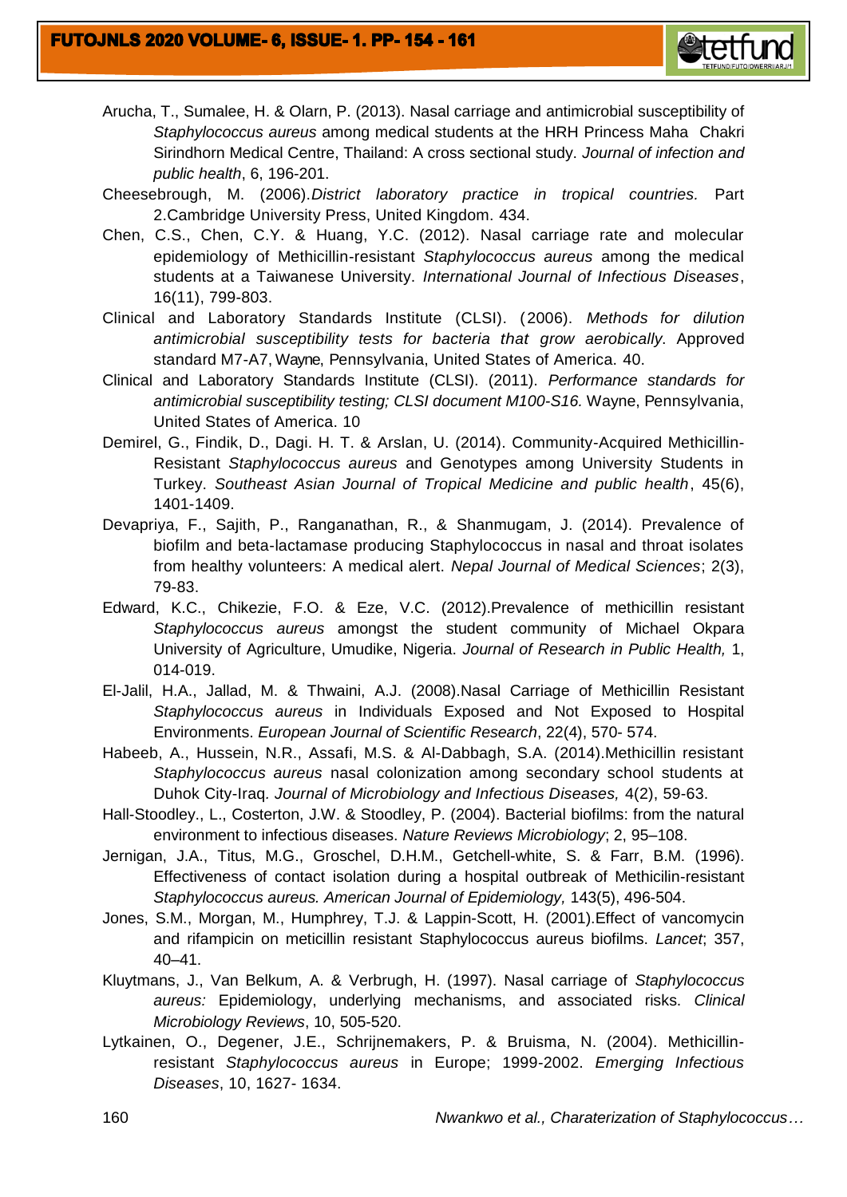Arucha, T., Sumalee, H. & Olarn, P. (2013). Nasal carriage and antimicrobial susceptibility of *Staphylococcus aureus* among medical students at the HRH Princess Maha Chakri Sirindhorn Medical Centre, Thailand: A cross sectional study. *Journal of infection and public health*, 6, 196-201.

Cheesebrough, M. (2006).*District laboratory practice in tropical countries.* Part 2.Cambridge University Press, United Kingdom. 434.

Chen, C.S., Chen, C.Y. & Huang, Y.C. (2012). Nasal carriage rate and molecular epidemiology of Methicillin-resistant *Staphylococcus aureus* among the medical students at a Taiwanese University. *International Journal of Infectious Diseases*, 16(11), 799-803.

Clinical and Laboratory Standards Institute (CLSI). (2006). *Methods for dilution antimicrobial susceptibility tests for bacteria that grow aerobically*. Approved standard M7-A7, Wayne, Pennsylvania, United States of America. 40.

Clinical and Laboratory Standards Institute (CLSI). (2011). *Performance standards for antimicrobial susceptibility testing; CLSI document M100-S16.* Wayne, Pennsylvania, United States of America. 10

Demirel, G., Findik, D., Dagi. H. T. & Arslan, U. (2014). Community-Acquired Methicillin-Resistant *Staphylococcus aureus* and Genotypes among University Students in Turkey. *Southeast Asian Journal of Tropical Medicine and public health*, 45(6), 1401-1409.

Devapriya, F., Sajith, P., Ranganathan, R., & Shanmugam, J. (2014). Prevalence of biofilm and beta-lactamase producing Staphylococcus in nasal and throat isolates from healthy volunteers: A medical alert. *Nepal Journal of Medical Sciences*; 2(3), 79-83.

Edward, K.C., Chikezie, F.O. & Eze, V.C. (2012).Prevalence of methicillin resistant *Staphylococcus aureus* amongst the student community of Michael Okpara University of Agriculture, Umudike, Nigeria. *Journal of Research in Public Health,* 1, 014-019.

El-Jalil, H.A., Jallad, M. & Thwaini, A.J. (2008).Nasal Carriage of Methicillin Resistant *Staphylococcus aureus* in Individuals Exposed and Not Exposed to Hospital Environments. *European Journal of Scientific Research*, 22(4), 570- 574.

Habeeb, A., Hussein, N.R., Assafi, M.S. & Al-Dabbagh, S.A. (2014).Methicillin resistant *Staphylococcus aureus* nasal colonization among secondary school students at Duhok City-Iraq. *Journal of Microbiology and Infectious Diseases,* 4(2), 59-63.

Hall-Stoodley., L., Costerton, J.W. & Stoodley, P. (2004). Bacterial biofilms: from the natural environment to infectious diseases. *Nature Reviews Microbiology*; 2, 95–108.

Jernigan, J.A., Titus, M.G., Groschel, D.H.M., Getchell-white, S. & Farr, B.M. (1996). Effectiveness of contact isolation during a hospital outbreak of Methicilin-resistant *Staphylococcus aureus. American Journal of Epidemiology,* 143(5), 496-504.

Jones, S.M., Morgan, M., Humphrey, T.J. & Lappin-Scott, H. (2001).Effect of vancomycin and rifampicin on meticillin resistant Staphylococcus aureus biofilms. *Lancet*; 357, 40–41.

Kluytmans, J., Van Belkum, A. & Verbrugh, H. (1997). Nasal carriage of *Staphylococcus aureus:* Epidemiology, underlying mechanisms, and associated risks. *Clinical Microbiology Reviews*, 10, 505-520.

Lytkainen, O., Degener, J.E., Schrijnemakers, P. & Bruisma, N. (2004). Methicillin-resistant *Staphylococcus aureus* in Europe; 1999-2002. *Emerging Infectious Diseases*, 10, 1627- 1634.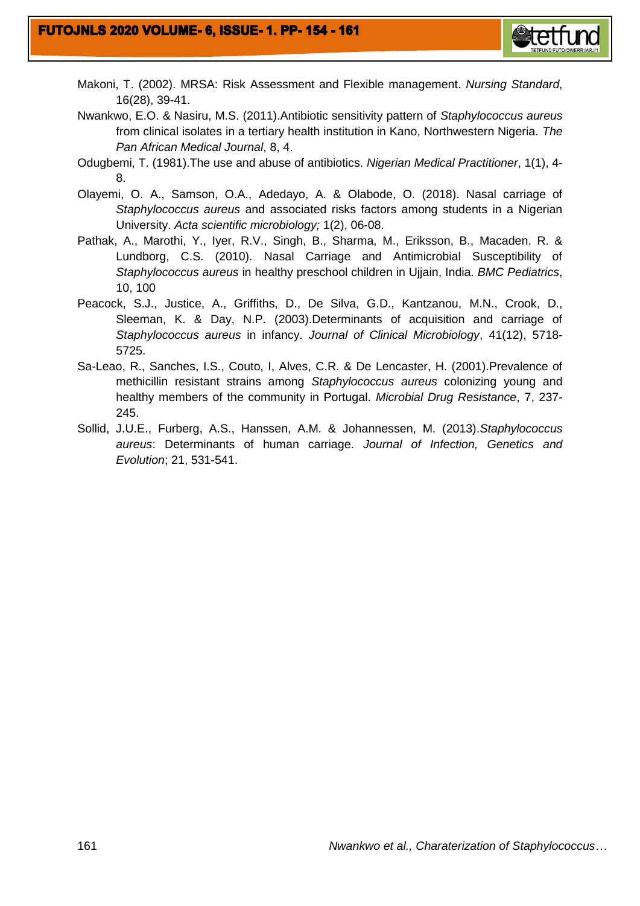Makoni, T. (2002). MRSA: Risk Assessment and Flexible management. *Nursing Standard*, 16(28), 39-41.

Nwankwo, E.O. & Nasiru, M.S. (2011).Antibiotic sensitivity pattern of *Staphylococcus aureus* from clinical isolates in a tertiary health institution in Kano, Northwestern Nigeria. *The Pan African Medical Journal*, 8, 4.

Odugbemi, T. (1981).The use and abuse of antibiotics. *Nigerian Medical Practitioner*, 1(1), 4-8.

Olayemi, O. A., Samson, O.A., Adedayo, A. & Olabode, O. (2018). Nasal carriage of *Staphylococcus aureus* and associated risks factors among students in a Nigerian University. *Acta scientific microbiology;* 1(2), 06-08.

Pathak, A., Marothi, Y., Iyer, R.V., Singh, B., Sharma, M., Eriksson, B., Macaden, R. & Lundborg, C.S. (2010). Nasal Carriage and Antimicrobial Susceptibility of *Staphylococcus aureus* in healthy preschool children in Ujjain, India. *BMC Pediatrics*, 10, 100

Peacock, S.J., Justice, A., Griffiths, D., De Silva, G.D., Kantzanou, M.N., Crook, D., Sleeman, K. & Day, N.P. (2003).Determinants of acquisition and carriage of *Staphylococcus aureus* in infancy. *Journal of Clinical Microbiology*, 41(12), 5718-5725.

Sa-Leao, R., Sanches, I.S., Couto, I, Alves, C.R. & De Lencaster, H. (2001).Prevalence of methicillin resistant strains among *Staphylococcus aureus* colonizing young and healthy members of the community in Portugal. *Microbial Drug Resistance*, 7, 237-245.

Sollid, J.U.E., Furberg, A.S., Hanssen, A.M. & Johannessen, M. (2013).*Staphylococcus aureus*: Determinants of human carriage. *Journal of Infection, Genetics and Evolution*; 21, 531-541.